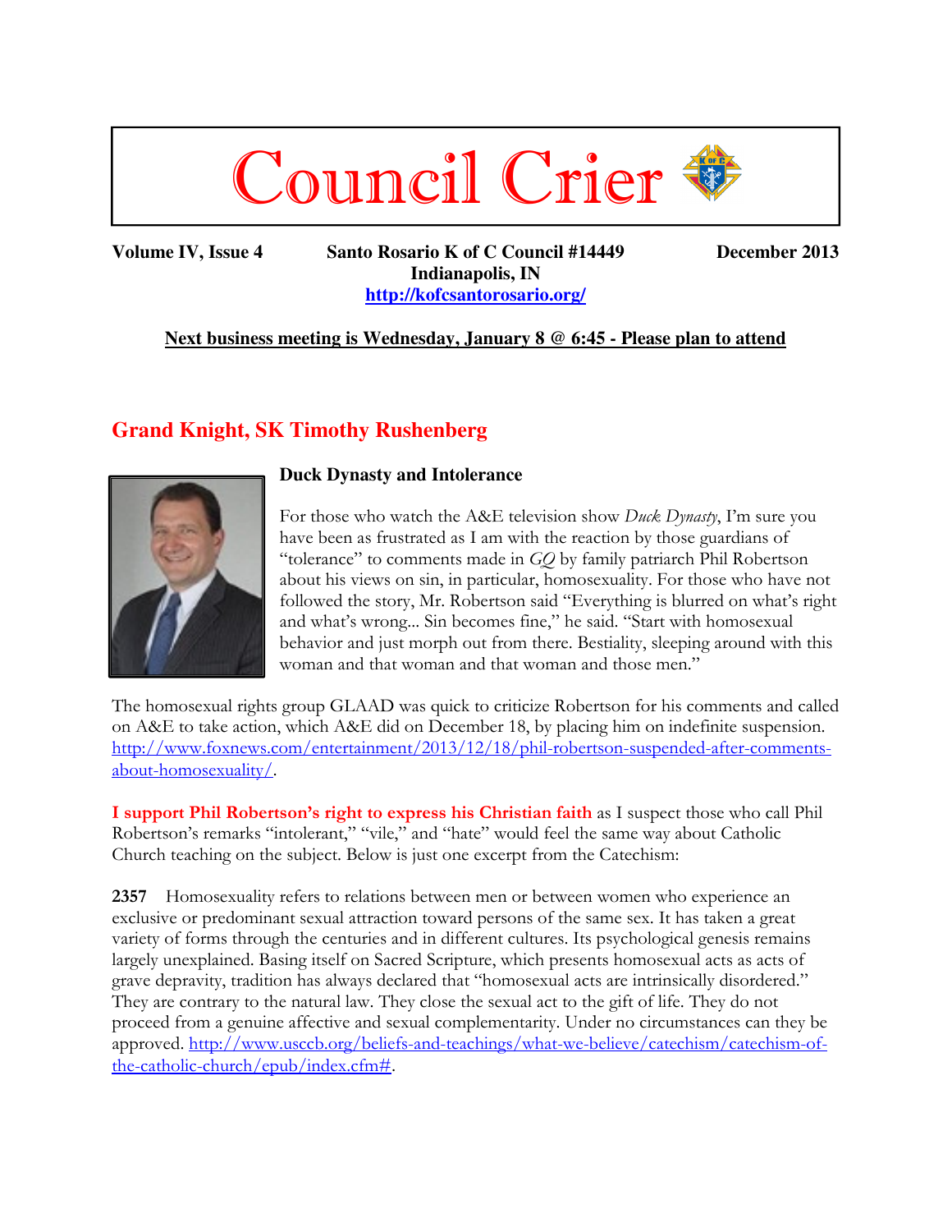# Council Crier

**Volume IV, Issue 4** **Santo Rosario K of C Council #14449** **December 2013**
**Indianapolis, IN**
**http://kofcsantorosario.org/**

**Next business meeting is Wednesday, January 8 @ 6:45 - Please plan to attend**

## Grand Knight, SK Timothy Rushenberg

### Duck Dynasty and Intolerance

For those who watch the A&E television show *Duck Dynasty*, I'm sure you have been as frustrated as I am with the reaction by those guardians of "tolerance" to comments made in *GQ* by family patriarch Phil Robertson about his views on sin, in particular, homosexuality. For those who have not followed the story, Mr. Robertson said "Everything is blurred on what's right and what's wrong... Sin becomes fine," he said. "Start with homosexual behavior and just morph out from there. Bestiality, sleeping around with this woman and that woman and that woman and those men."

The homosexual rights group GLAAD was quick to criticize Robertson for his comments and called on A&E to take action, which A&E did on December 18, by placing him on indefinite suspension. http://www.foxnews.com/entertainment/2013/12/18/phil-robertson-suspended-after-comments-about-homosexuality/.

**I support Phil Robertson's right to express his Christian faith** as I suspect those who call Phil Robertson's remarks "intolerant," "vile," and "hate" would feel the same way about Catholic Church teaching on the subject. Below is just one excerpt from the Catechism:

**2357** Homosexuality refers to relations between men or between women who experience an exclusive or predominant sexual attraction toward persons of the same sex. It has taken a great variety of forms through the centuries and in different cultures. Its psychological genesis remains largely unexplained. Basing itself on Sacred Scripture, which presents homosexual acts as acts of grave depravity, tradition has always declared that "homosexual acts are intrinsically disordered." They are contrary to the natural law. They close the sexual act to the gift of life. They do not proceed from a genuine affective and sexual complementarity. Under no circumstances can they be approved. http://www.usccb.org/beliefs-and-teachings/what-we-believe/catechism/catechism-of-the-catholic-church/epub/index.cfm#.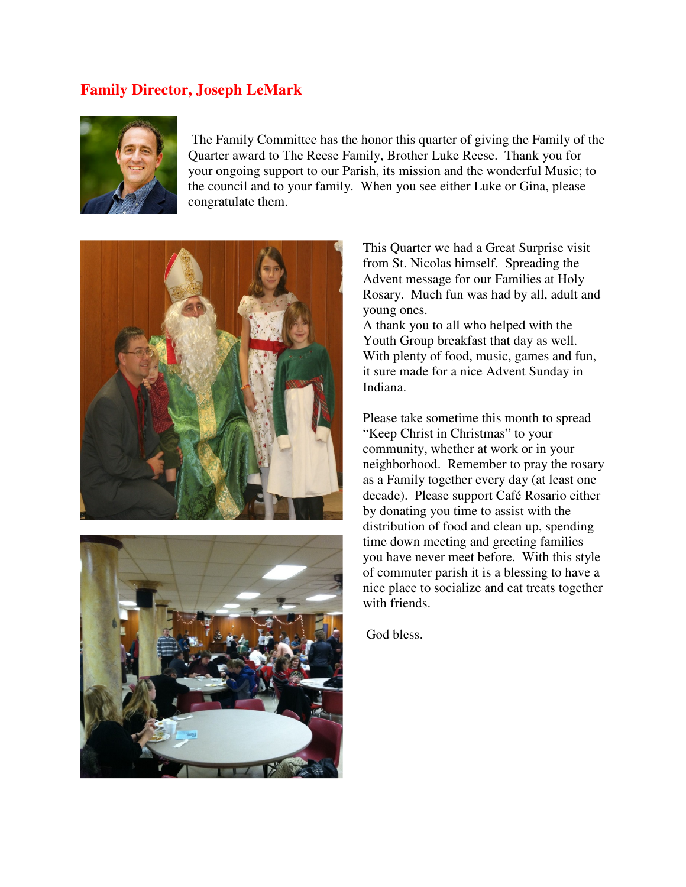## Family Director, Joseph LeMark

The Family Committee has the honor this quarter of giving the Family of the Quarter award to The Reese Family, Brother Luke Reese. Thank you for your ongoing support to our Parish, its mission and the wonderful Music; to the council and to your family. When you see either Luke or Gina, please congratulate them.

This Quarter we had a Great Surprise visit from St. Nicolas himself. Spreading the Advent message for our Families at Holy Rosary. Much fun was had by all, adult and young ones.

A thank you to all who helped with the Youth Group breakfast that day as well. With plenty of food, music, games and fun, it sure made for a nice Advent Sunday in Indiana.

Please take sometime this month to spread "Keep Christ in Christmas" to your community, whether at work or in your neighborhood. Remember to pray the rosary as a Family together every day (at least one decade). Please support Café Rosario either by donating you time to assist with the distribution of food and clean up, spending time down meeting and greeting families you have never meet before. With this style of commuter parish it is a blessing to have a nice place to socialize and eat treats together with friends.

God bless.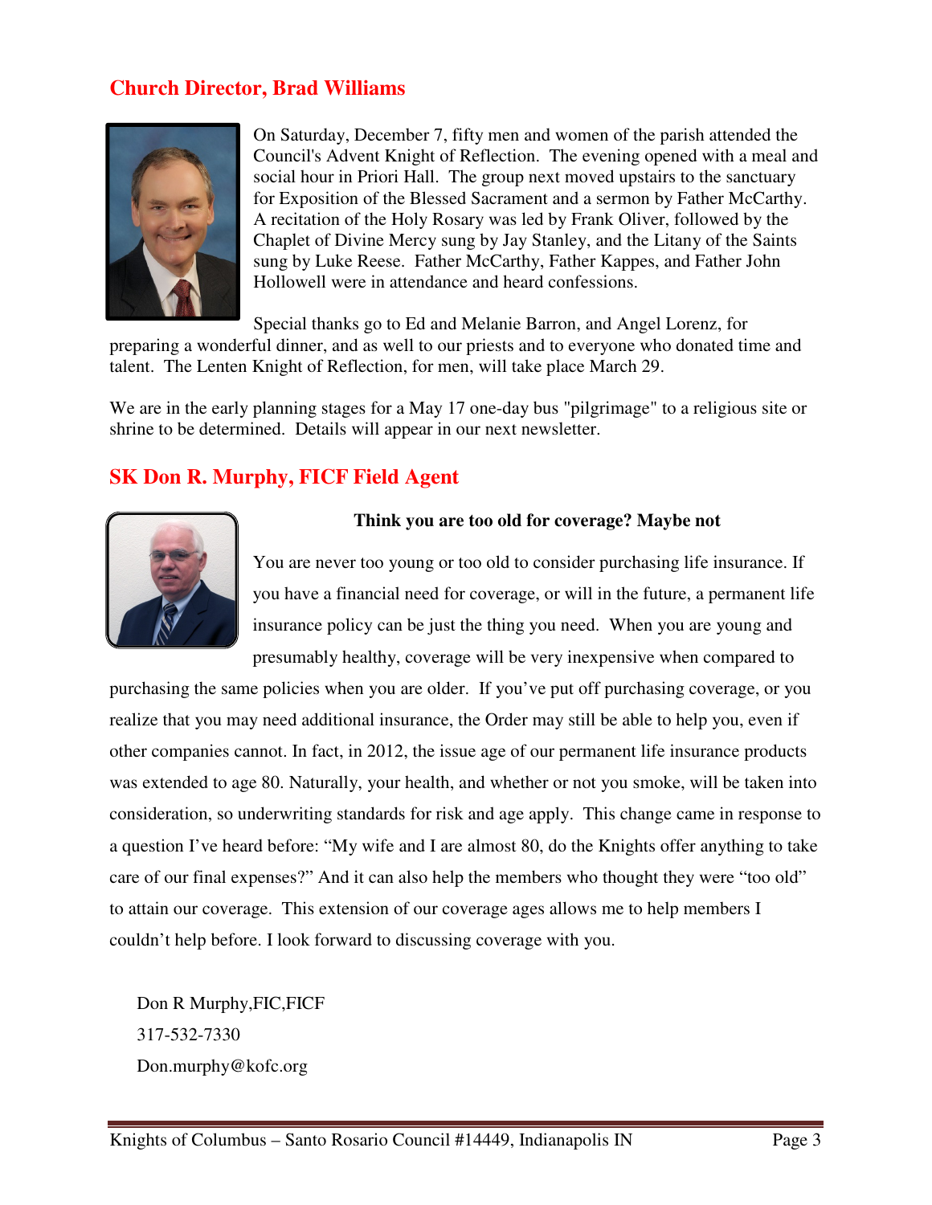## Church Director, Brad Williams

On Saturday, December 7, fifty men and women of the parish attended the Council's Advent Knight of Reflection. The evening opened with a meal and social hour in Priori Hall. The group next moved upstairs to the sanctuary for Exposition of the Blessed Sacrament and a sermon by Father McCarthy. A recitation of the Holy Rosary was led by Frank Oliver, followed by the Chaplet of Divine Mercy sung by Jay Stanley, and the Litany of the Saints sung by Luke Reese. Father McCarthy, Father Kappes, and Father John Hollowell were in attendance and heard confessions.

Special thanks go to Ed and Melanie Barron, and Angel Lorenz, for preparing a wonderful dinner, and as well to our priests and to everyone who donated time and talent. The Lenten Knight of Reflection, for men, will take place March 29.

We are in the early planning stages for a May 17 one-day bus "pilgrimage" to a religious site or shrine to be determined. Details will appear in our next newsletter.

## SK Don R. Murphy, FICF Field Agent

**Think you are too old for coverage? Maybe not**

You are never too young or too old to consider purchasing life insurance. If you have a financial need for coverage, or will in the future, a permanent life insurance policy can be just the thing you need. When you are young and presumably healthy, coverage will be very inexpensive when compared to purchasing the same policies when you are older. If you've put off purchasing coverage, or you realize that you may need additional insurance, the Order may still be able to help you, even if other companies cannot. In fact, in 2012, the issue age of our permanent life insurance products was extended to age 80. Naturally, your health, and whether or not you smoke, will be taken into consideration, so underwriting standards for risk and age apply. This change came in response to a question I've heard before: "My wife and I are almost 80, do the Knights offer anything to take care of our final expenses?" And it can also help the members who thought they were "too old" to attain our coverage. This extension of our coverage ages allows me to help members I couldn't help before. I look forward to discussing coverage with you.

Don R Murphy,FIC,FICF
317-532-7330
Don.murphy@kofc.org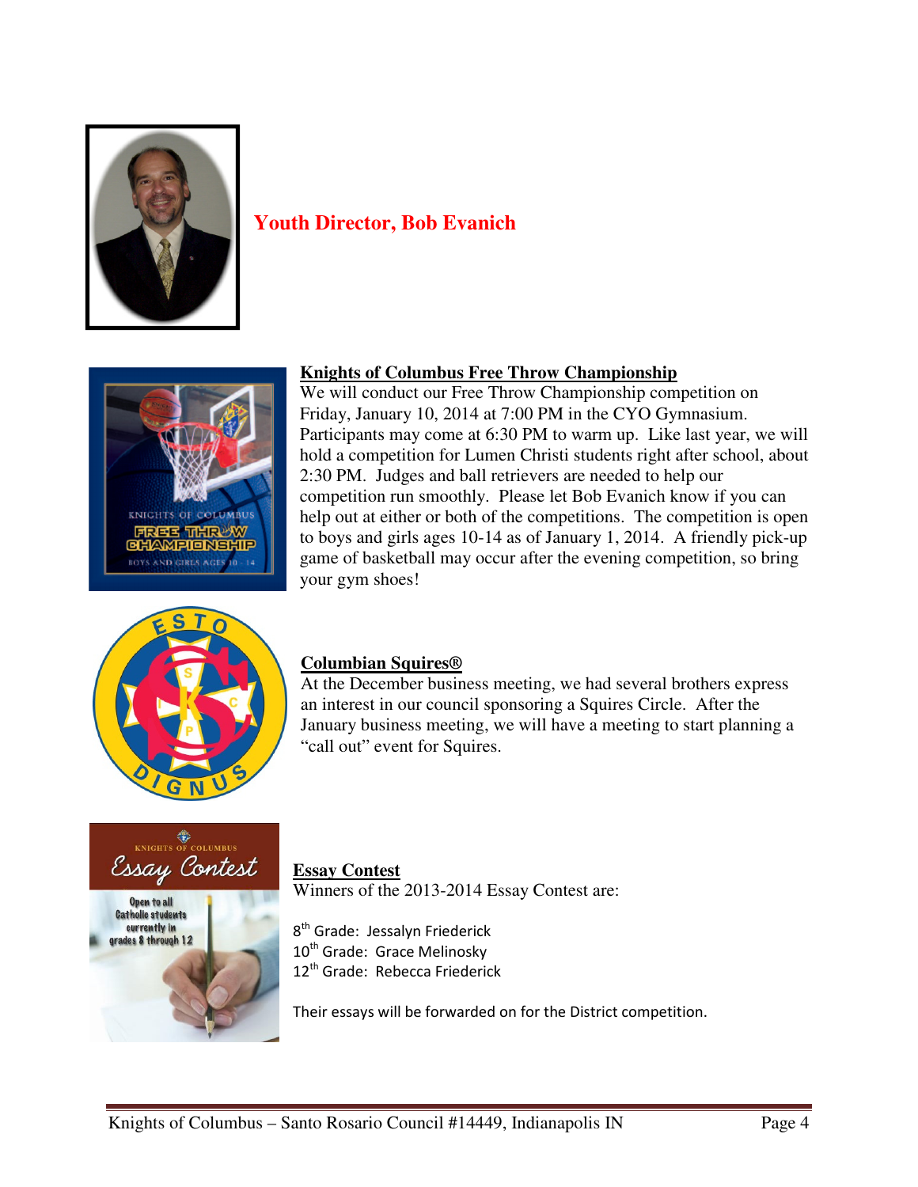## Youth Director, Bob Evanich

### Knights of Columbus Free Throw Championship

We will conduct our Free Throw Championship competition on Friday, January 10, 2014 at 7:00 PM in the CYO Gymnasium. Participants may come at 6:30 PM to warm up. Like last year, we will hold a competition for Lumen Christi students right after school, about 2:30 PM. Judges and ball retrievers are needed to help our competition run smoothly. Please let Bob Evanich know if you can help out at either or both of the competitions. The competition is open to boys and girls ages 10-14 as of January 1, 2014. A friendly pick-up game of basketball may occur after the evening competition, so bring your gym shoes!

### Columbian Squires®

At the December business meeting, we had several brothers express an interest in our council sponsoring a Squires Circle. After the January business meeting, we will have a meeting to start planning a "call out" event for Squires.

### Essay Contest

Winners of the 2013-2014 Essay Contest are:

8th Grade: Jessalyn Friederick
10th Grade: Grace Melinosky
12th Grade: Rebecca Friederick

Their essays will be forwarded on for the District competition.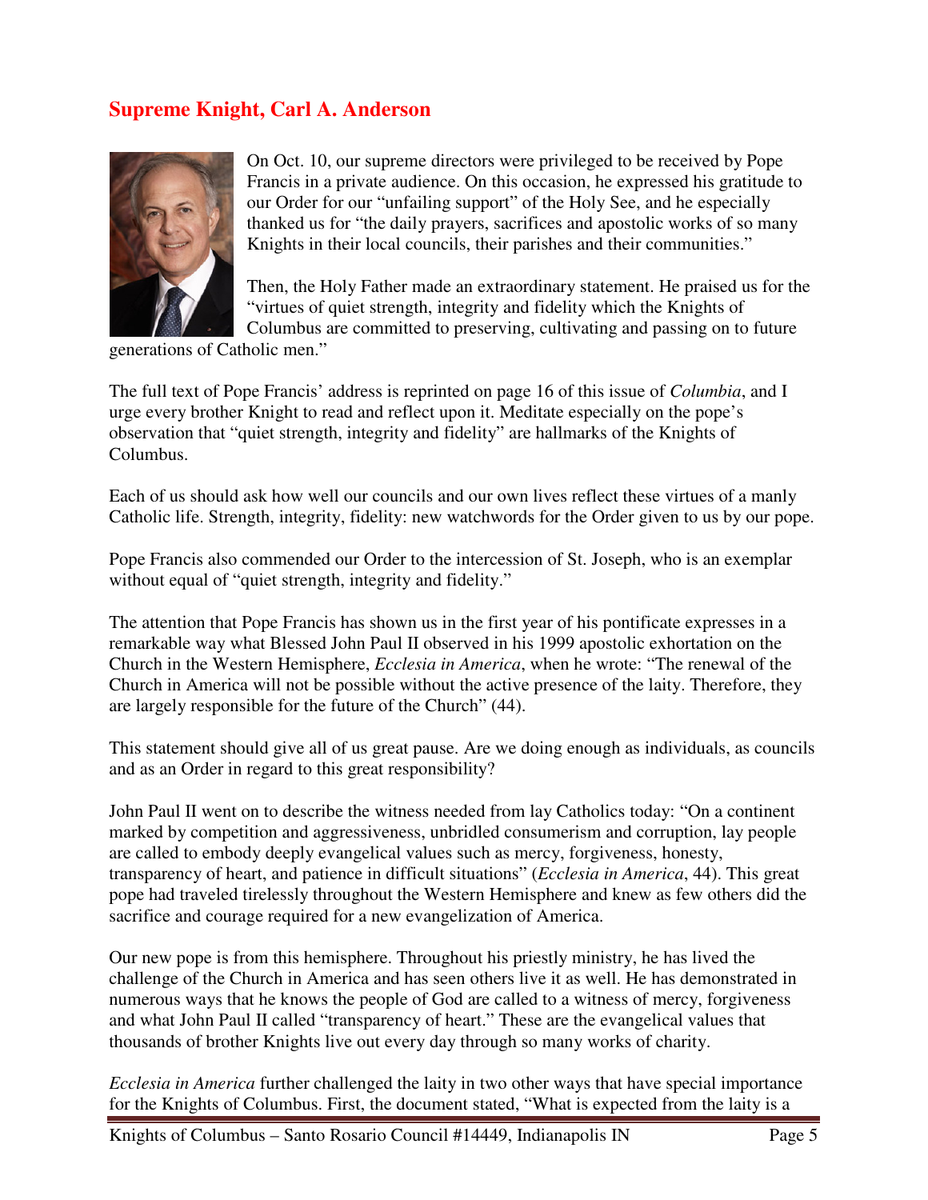## Supreme Knight, Carl A. Anderson

On Oct. 10, our supreme directors were privileged to be received by Pope Francis in a private audience. On this occasion, he expressed his gratitude to our Order for our "unfailing support" of the Holy See, and he especially thanked us for "the daily prayers, sacrifices and apostolic works of so many Knights in their local councils, their parishes and their communities."

Then, the Holy Father made an extraordinary statement. He praised us for the "virtues of quiet strength, integrity and fidelity which the Knights of Columbus are committed to preserving, cultivating and passing on to future generations of Catholic men."

The full text of Pope Francis' address is reprinted on page 16 of this issue of *Columbia*, and I urge every brother Knight to read and reflect upon it. Meditate especially on the pope's observation that "quiet strength, integrity and fidelity" are hallmarks of the Knights of Columbus.

Each of us should ask how well our councils and our own lives reflect these virtues of a manly Catholic life. Strength, integrity, fidelity: new watchwords for the Order given to us by our pope.

Pope Francis also commended our Order to the intercession of St. Joseph, who is an exemplar without equal of "quiet strength, integrity and fidelity."

The attention that Pope Francis has shown us in the first year of his pontificate expresses in a remarkable way what Blessed John Paul II observed in his 1999 apostolic exhortation on the Church in the Western Hemisphere, *Ecclesia in America*, when he wrote: "The renewal of the Church in America will not be possible without the active presence of the laity. Therefore, they are largely responsible for the future of the Church" (44).

This statement should give all of us great pause. Are we doing enough as individuals, as councils and as an Order in regard to this great responsibility?

John Paul II went on to describe the witness needed from lay Catholics today: "On a continent marked by competition and aggressiveness, unbridled consumerism and corruption, lay people are called to embody deeply evangelical values such as mercy, forgiveness, honesty, transparency of heart, and patience in difficult situations" (*Ecclesia in America*, 44). This great pope had traveled tirelessly throughout the Western Hemisphere and knew as few others did the sacrifice and courage required for a new evangelization of America.

Our new pope is from this hemisphere. Throughout his priestly ministry, he has lived the challenge of the Church in America and has seen others live it as well. He has demonstrated in numerous ways that he knows the people of God are called to a witness of mercy, forgiveness and what John Paul II called "transparency of heart." These are the evangelical values that thousands of brother Knights live out every day through so many works of charity.

*Ecclesia in America* further challenged the laity in two other ways that have special importance for the Knights of Columbus. First, the document stated, "What is expected from the laity is a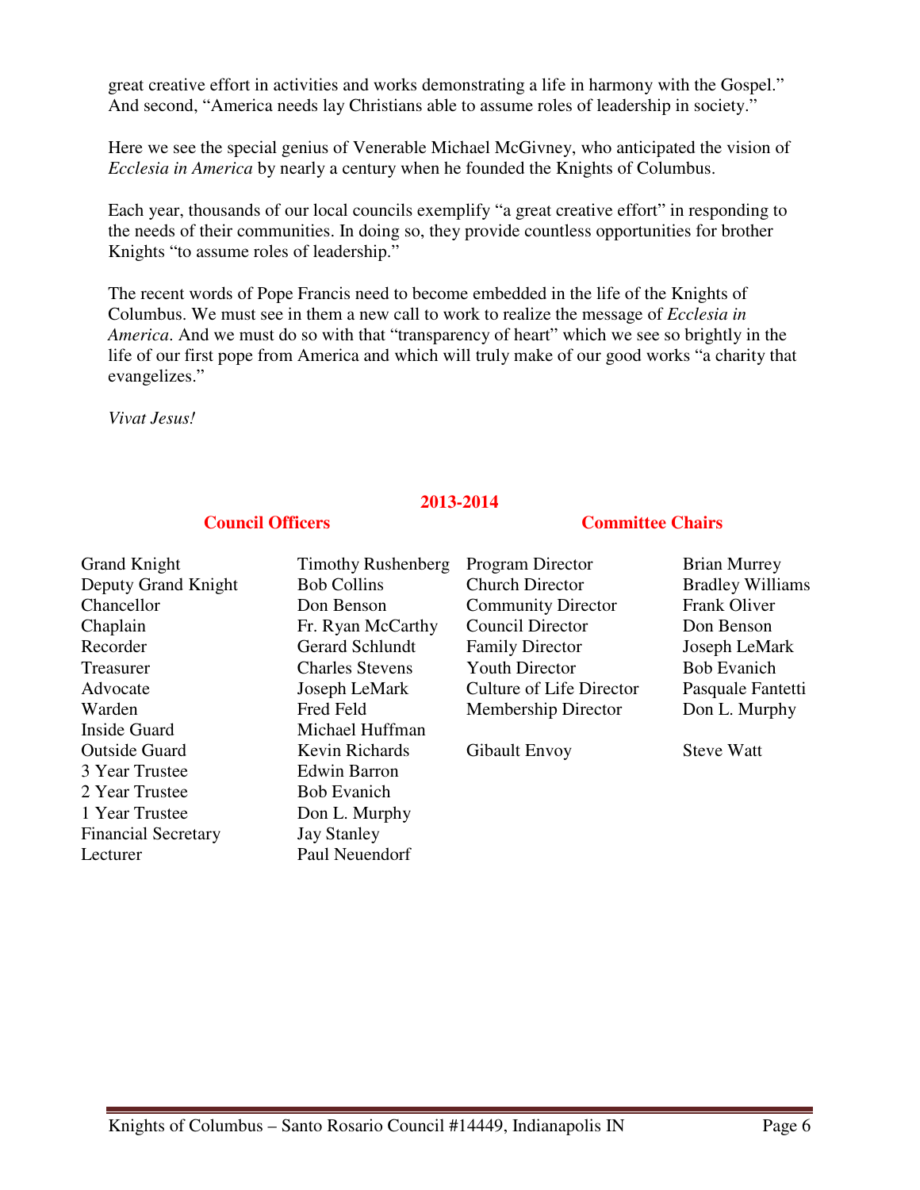great creative effort in activities and works demonstrating a life in harmony with the Gospel." And second, "America needs lay Christians able to assume roles of leadership in society."

Here we see the special genius of Venerable Michael McGivney, who anticipated the vision of *Ecclesia in America* by nearly a century when he founded the Knights of Columbus.

Each year, thousands of our local councils exemplify "a great creative effort" in responding to the needs of their communities. In doing so, they provide countless opportunities for brother Knights "to assume roles of leadership."

The recent words of Pope Francis need to become embedded in the life of the Knights of Columbus. We must see in them a new call to work to realize the message of *Ecclesia in America*. And we must do so with that "transparency of heart" which we see so brightly in the life of our first pope from America and which will truly make of our good works "a charity that evangelizes."

*Vivat Jesus!*

## 2013-2014

### Council Officers

| | |
|---|---|
| Grand Knight | Timothy Rushenberg |
| Deputy Grand Knight | Bob Collins |
| Chancellor | Don Benson |
| Chaplain | Fr. Ryan McCarthy |
| Recorder | Gerard Schlundt |
| Treasurer | Charles Stevens |
| Advocate | Joseph LeMark |
| Warden | Fred Feld |
| Inside Guard | Michael Huffman |
| Outside Guard | Kevin Richards |
| 3 Year Trustee | Edwin Barron |
| 2 Year Trustee | Bob Evanich |
| 1 Year Trustee | Don L. Murphy |
| Financial Secretary | Jay Stanley |
| Lecturer | Paul Neuendorf |

### Committee Chairs

| | |
|---|---|
| Program Director | Brian Murrey |
| Church Director | Bradley Williams |
| Community Director | Frank Oliver |
| Council Director | Don Benson |
| Family Director | Joseph LeMark |
| Youth Director | Bob Evanich |
| Culture of Life Director | Pasquale Fantetti |
| Membership Director | Don L. Murphy |
| Gibault Envoy | Steve Watt |